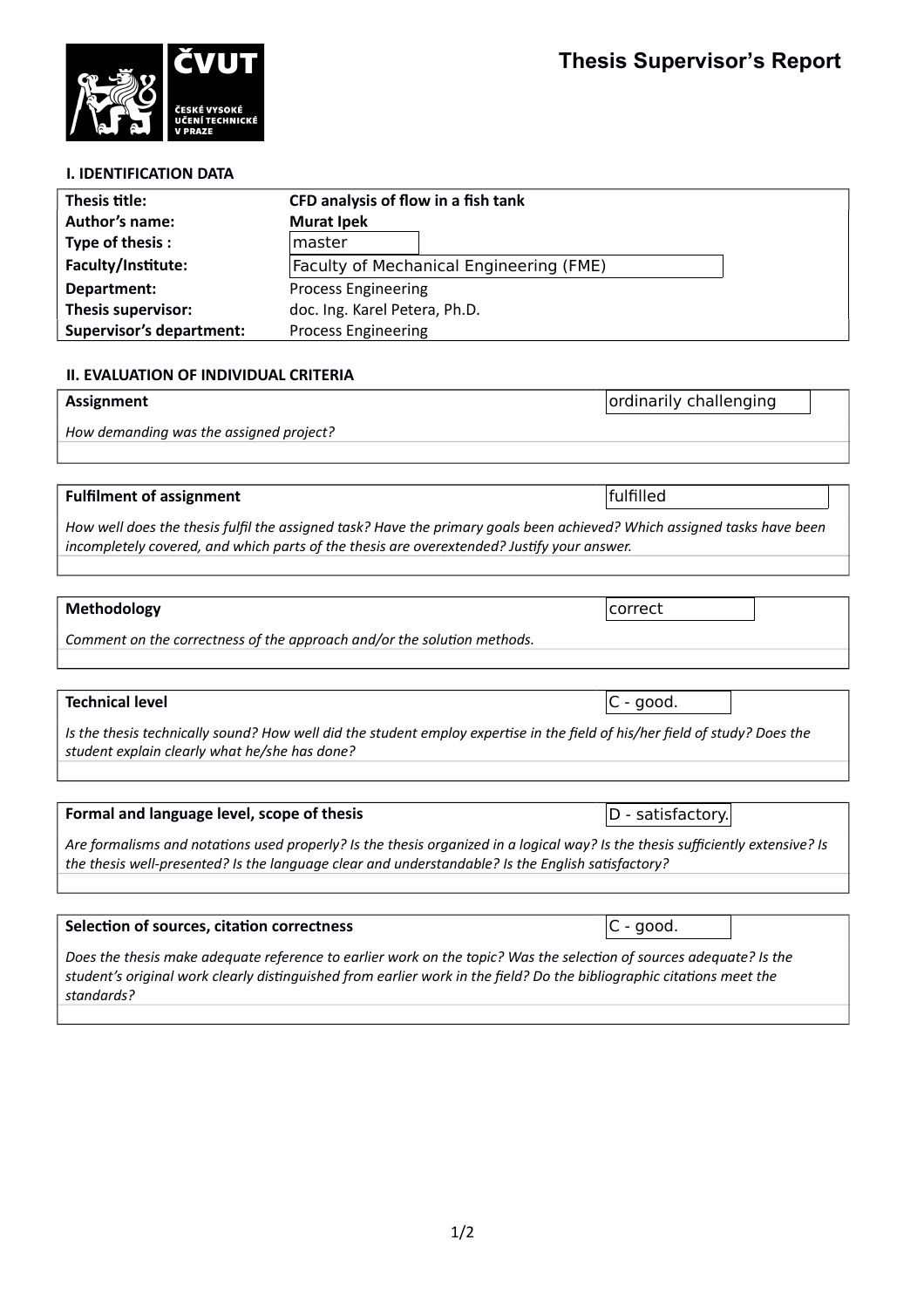# Thesis Supervisor's Report

## I. IDENTIFICATION DATA

| | |
|---|---|
| **Thesis title:** | **CFD analysis of flow in a fish tank** |
| **Author's name:** | **Murat Ipek** |
| **Type of thesis :** | master |
| **Faculty/Institute:** | Faculty of Mechanical Engineering (FME) |
| **Department:** | Process Engineering |
| **Thesis supervisor:** | doc. Ing. Karel Petera, Ph.D. |
| **Supervisor's department:** | Process Engineering |

## II. EVALUATION OF INDIVIDUAL CRITERIA

**Assignment** — ordinarily challenging

*How demanding was the assigned project?*

**Fulfilment of assignment** — fulfilled

*How well does the thesis fulfil the assigned task? Have the primary goals been achieved? Which assigned tasks have been incompletely covered, and which parts of the thesis are overextended? Justify your answer.*

**Methodology** — correct

*Comment on the correctness of the approach and/or the solution methods.*

**Technical level** — C - good.

*Is the thesis technically sound? How well did the student employ expertise in the field of his/her field of study? Does the student explain clearly what he/she has done?*

**Formal and language level, scope of thesis** — D - satisfactory.

*Are formalisms and notations used properly? Is the thesis organized in a logical way? Is the thesis sufficiently extensive? Is the thesis well-presented? Is the language clear and understandable? Is the English satisfactory?*

**Selection of sources, citation correctness** — C - good.

*Does the thesis make adequate reference to earlier work on the topic? Was the selection of sources adequate? Is the student's original work clearly distinguished from earlier work in the field? Do the bibliographic citations meet the standards?*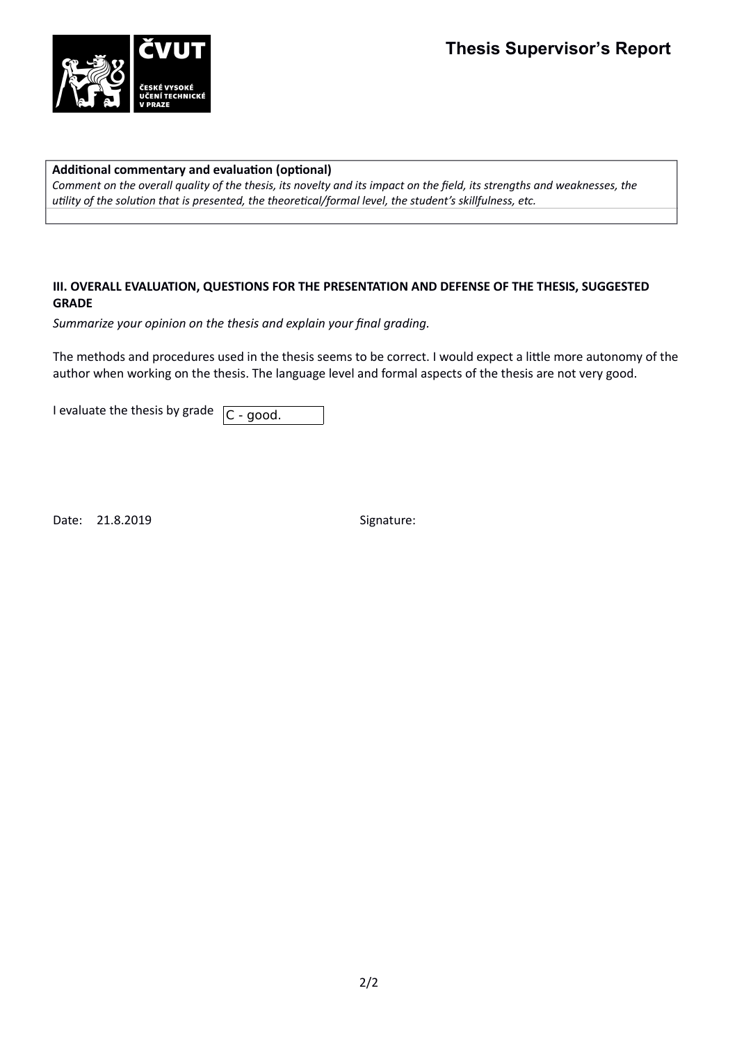## Thesis Supervisor's Report

**Additional commentary and evaluation (optional)**

*Comment on the overall quality of the thesis, its novelty and its impact on the field, its strengths and weaknesses, the utility of the solution that is presented, the theoretical/formal level, the student's skillfulness, etc.*

### III. OVERALL EVALUATION, QUESTIONS FOR THE PRESENTATION AND DEFENSE OF THE THESIS, SUGGESTED GRADE

*Summarize your opinion on the thesis and explain your final grading.*

The methods and procedures used in the thesis seems to be correct. I would expect a little more autonomy of the author when working on the thesis. The language level and formal aspects of the thesis are not very good.

I evaluate the thesis by grade C - good.

Date: 21.8.2019

Signature: